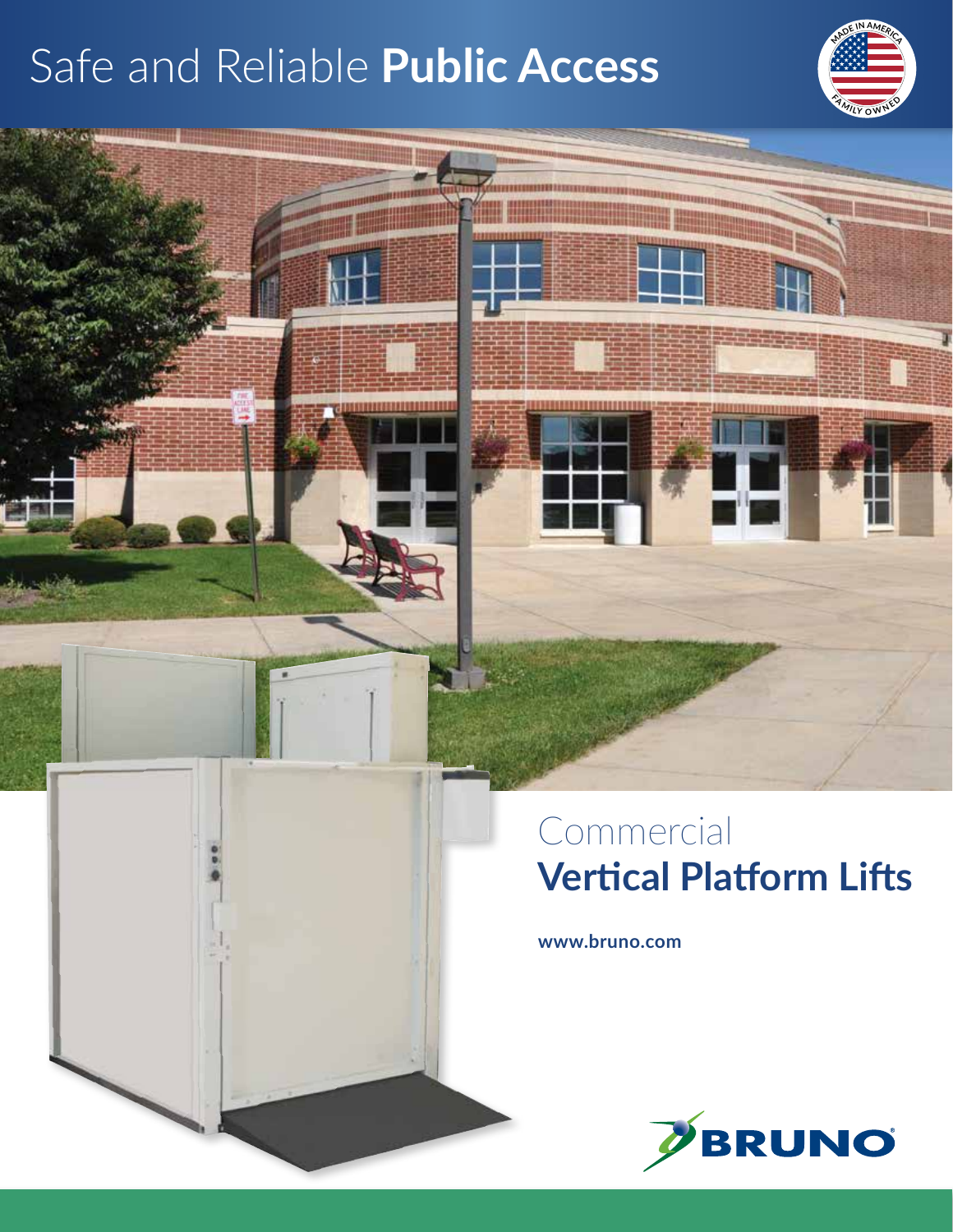# Safe and Reliable **Public Access**

MADE IN AMERICA
FAMILY OWNED

## Commercial
## **Vertical Platform Lifts**

**www.bruno.com**

BRUNO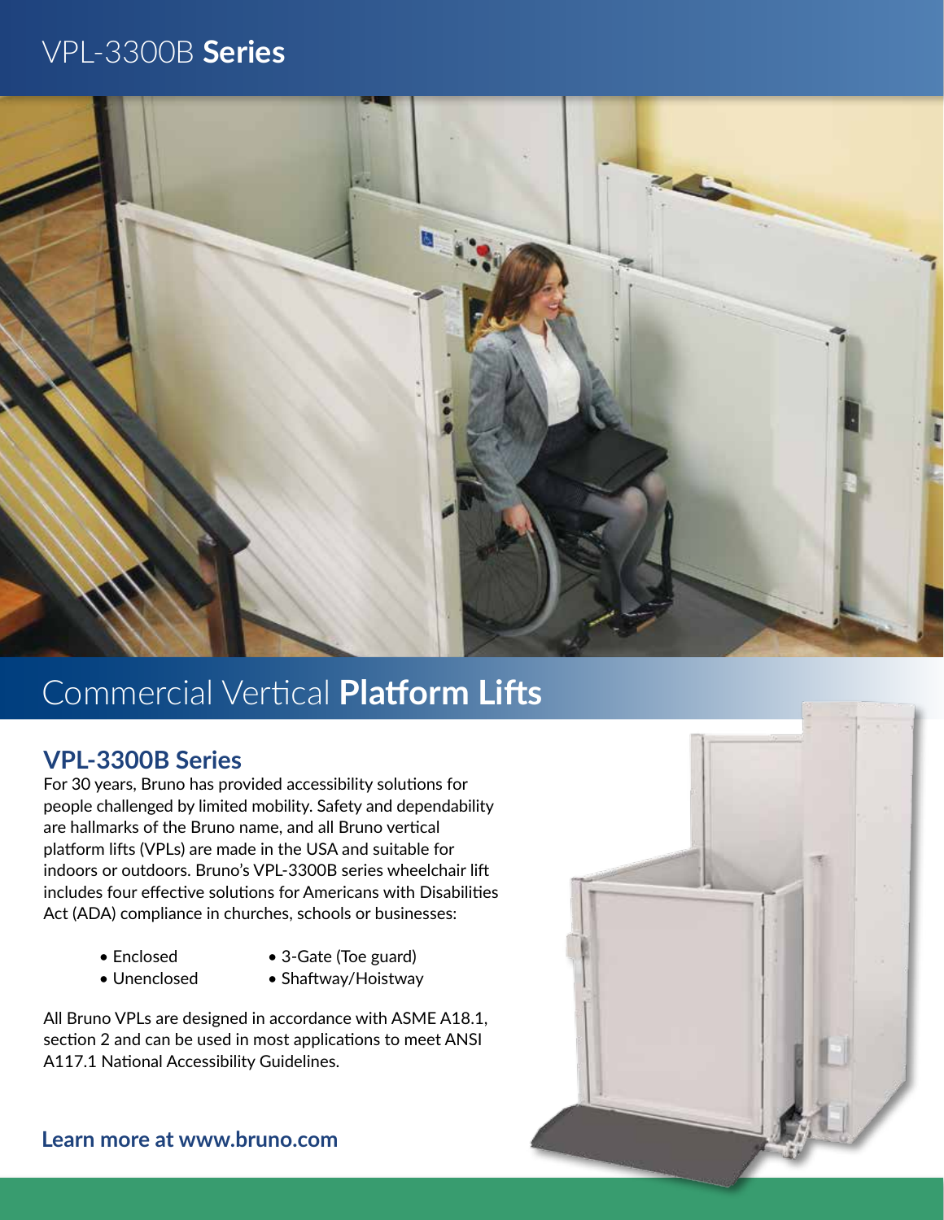# VPL-3300B **Series**

# Commercial Vertical **Platform Lifts**

## VPL-3300B Series

For 30 years, Bruno has provided accessibility solutions for people challenged by limited mobility. Safety and dependability are hallmarks of the Bruno name, and all Bruno vertical platform lifts (VPLs) are made in the USA and suitable for indoors or outdoors. Bruno's VPL-3300B series wheelchair lift includes four effective solutions for Americans with Disabilities Act (ADA) compliance in churches, schools or businesses:

- Enclosed
- Unenclosed
- 3-Gate (Toe guard)
- Shaftway/Hoistway

All Bruno VPLs are designed in accordance with ASME A18.1, section 2 and can be used in most applications to meet ANSI A117.1 National Accessibility Guidelines.

**Learn more at www.bruno.com**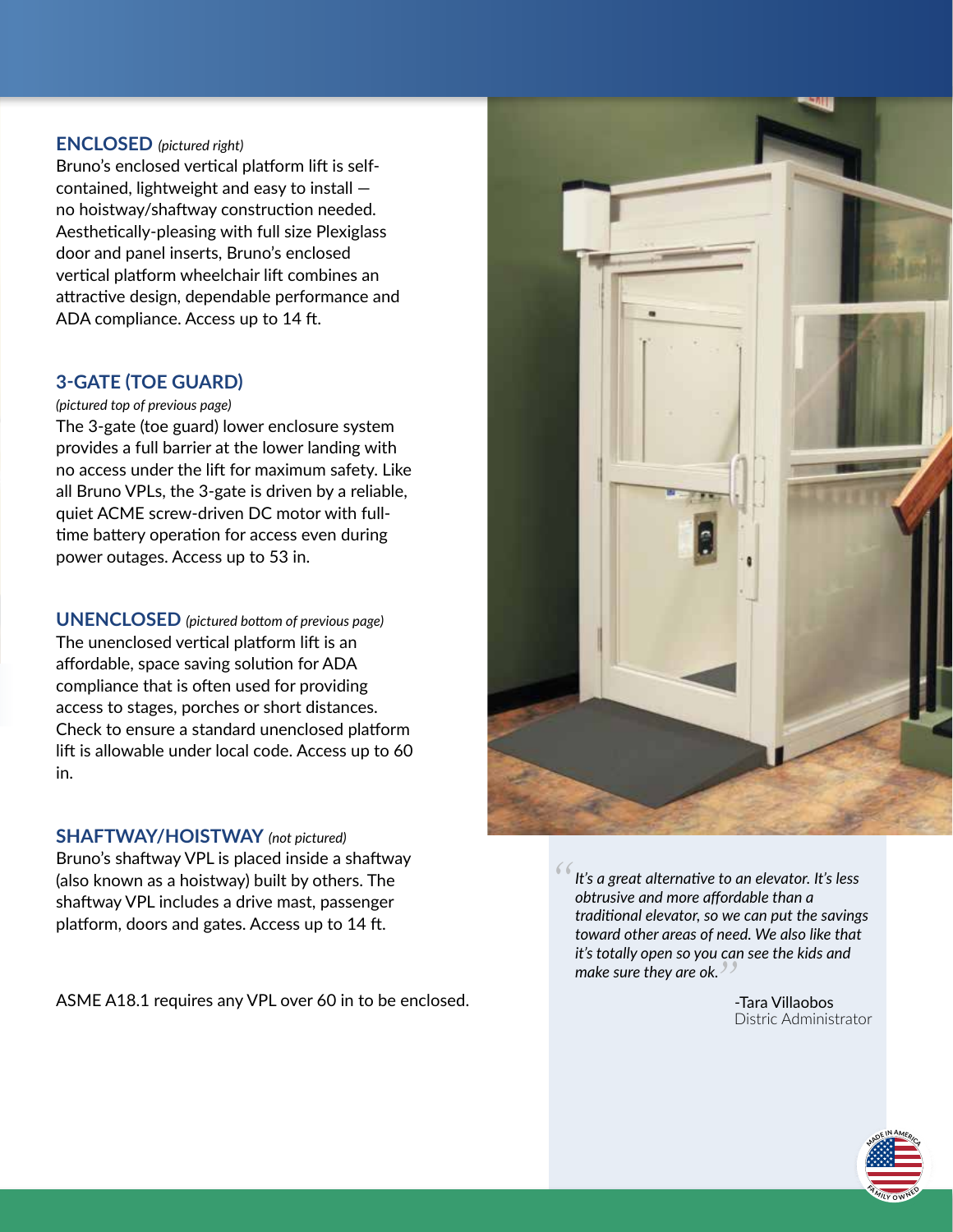## ENCLOSED *(pictured right)*

Bruno's enclosed vertical platform lift is self-contained, lightweight and easy to install — no hoistway/shaftway construction needed. Aesthetically-pleasing with full size Plexiglass door and panel inserts, Bruno's enclosed vertical platform wheelchair lift combines an attractive design, dependable performance and ADA compliance. Access up to 14 ft.

## 3-GATE (TOE GUARD)

*(pictured top of previous page)*

The 3-gate (toe guard) lower enclosure system provides a full barrier at the lower landing with no access under the lift for maximum safety. Like all Bruno VPLs, the 3-gate is driven by a reliable, quiet ACME screw-driven DC motor with full-time battery operation for access even during power outages. Access up to 53 in.

## UNENCLOSED *(pictured bottom of previous page)*

The unenclosed vertical platform lift is an affordable, space saving solution for ADA compliance that is often used for providing access to stages, porches or short distances. Check to ensure a standard unenclosed platform lift is allowable under local code. Access up to 60 in.

## SHAFTWAY/HOISTWAY *(not pictured)*

Bruno's shaftway VPL is placed inside a shaftway (also known as a hoistway) built by others. The shaftway VPL includes a drive mast, passenger platform, doors and gates. Access up to 14 ft.

ASME A18.1 requires any VPL over 60 in to be enclosed.

> *"It's a great alternative to an elevator. It's less obtrusive and more affordable than a traditional elevator, so we can put the savings toward other areas of need. We also like that it's totally open so you can see the kids and make sure they are ok."*
>
> -Tara Villaobos
> Distric Administrator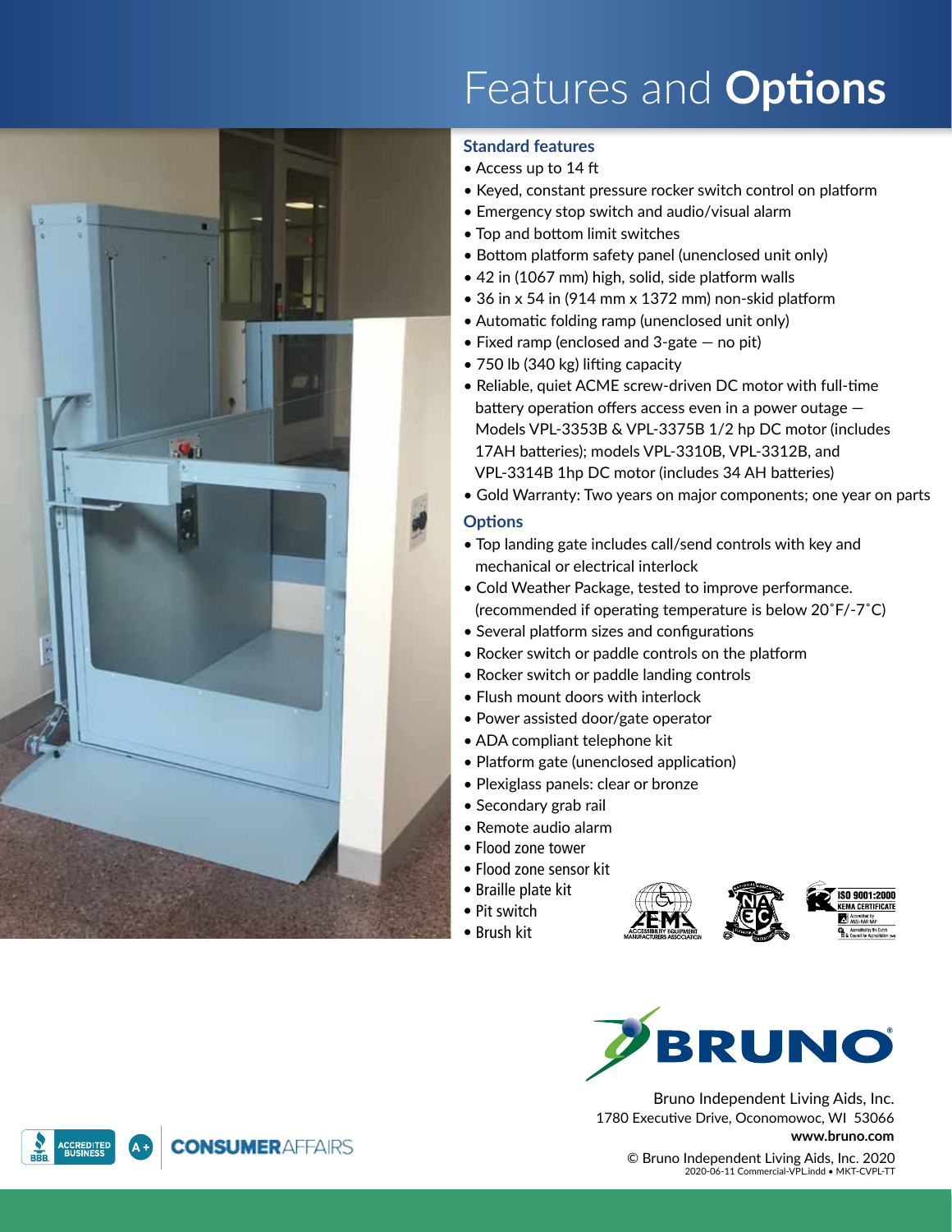# Features and **Options**

## Standard features

- Access up to 14 ft
- Keyed, constant pressure rocker switch control on platform
- Emergency stop switch and audio/visual alarm
- Top and bottom limit switches
- Bottom platform safety panel (unenclosed unit only)
- 42 in (1067 mm) high, solid, side platform walls
- 36 in x 54 in (914 mm x 1372 mm) non-skid platform
- Automatic folding ramp (unenclosed unit only)
- Fixed ramp (enclosed and 3-gate – no pit)
- 750 lb (340 kg) lifting capacity
- Reliable, quiet ACME screw-driven DC motor with full-time battery operation offers access even in a power outage – Models VPL-3353B & VPL-3375B 1/2 hp DC motor (includes 17AH batteries); models VPL-3310B, VPL-3312B, and VPL-3314B 1hp DC motor (includes 34 AH batteries)
- Gold Warranty: Two years on major components; one year on parts

## Options

- Top landing gate includes call/send controls with key and mechanical or electrical interlock
- Cold Weather Package, tested to improve performance. (recommended if operating temperature is below 20˚F/-7˚C)
- Several platform sizes and configurations
- Rocker switch or paddle controls on the platform
- Rocker switch or paddle landing controls
- Flush mount doors with interlock
- Power assisted door/gate operator
- ADA compliant telephone kit
- Platform gate (unenclosed application)
- Plexiglass panels: clear or bronze
- Secondary grab rail
- Remote audio alarm
- Flood zone tower
- Flood zone sensor kit
- Braille plate kit
- Pit switch
- Brush kit

AEMA Accessibility Equipment Manufacturers Association

NAEC

ISO 9001:2000 KEMA CERTIFICATE

BRUNO®

Bruno Independent Living Aids, Inc.
1780 Executive Drive, Oconomowoc, WI 53066
**www.bruno.com**

© Bruno Independent Living Aids, Inc. 2020
2020-06-11 Commercial-VPL.indd • MKT-CVPL-TT

BBB Accredited Business A+

ConsumerAffairs